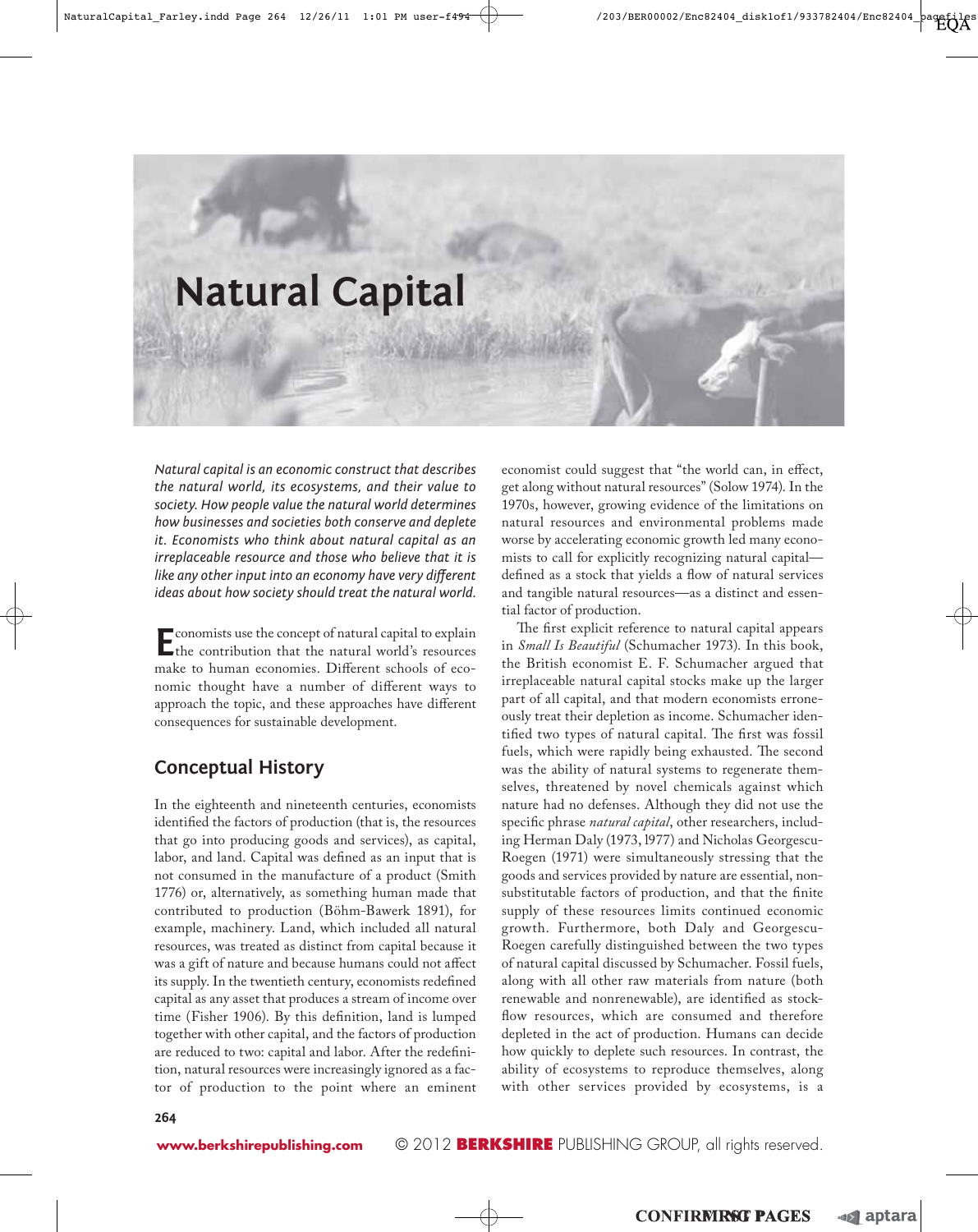# Natural Capital

*Natural capital is an economic construct that describes the natural world, its ecosystems, and their value to society. How people value the natural world determines how businesses and societies both conserve and deplete it. Economists who think about natural capital as an irreplaceable resource and those who believe that it is like any other input into an economy have very different ideas about how society should treat the natural world.*

Economists use the concept of natural capital to explain the contribution that the natural world's resources make to human economies. Different schools of economic thought have a number of different ways to approach the topic, and these approaches have different consequences for sustainable development.

## Conceptual History

In the eighteenth and nineteenth centuries, economists identified the factors of production (that is, the resources that go into producing goods and services), as capital, labor, and land. Capital was defined as an input that is not consumed in the manufacture of a product (Smith 1776) or, alternatively, as something human made that contributed to production (Böhm-Bawerk 1891), for example, machinery. Land, which included all natural resources, was treated as distinct from capital because it was a gift of nature and because humans could not affect its supply. In the twentieth century, economists redefined capital as any asset that produces a stream of income over time (Fisher 1906). By this definition, land is lumped together with other capital, and the factors of production are reduced to two: capital and labor. After the redefinition, natural resources were increasingly ignored as a factor of production to the point where an eminent economist could suggest that "the world can, in effect, get along without natural resources" (Solow 1974). In the 1970s, however, growing evidence of the limitations on natural resources and environmental problems made worse by accelerating economic growth led many economists to call for explicitly recognizing natural capital—defined as a stock that yields a flow of natural services and tangible natural resources—as a distinct and essential factor of production.

The first explicit reference to natural capital appears in *Small Is Beautiful* (Schumacher 1973). In this book, the British economist E. F. Schumacher argued that irreplaceable natural capital stocks make up the larger part of all capital, and that modern economists erroneously treat their depletion as income. Schumacher identified two types of natural capital. The first was fossil fuels, which were rapidly being exhausted. The second was the ability of natural systems to regenerate themselves, threatened by novel chemicals against which nature had no defenses. Although they did not use the specific phrase *natural capital*, other researchers, including Herman Daly (1973, 1977) and Nicholas Georgescu-Roegen (1971) were simultaneously stressing that the goods and services provided by nature are essential, nonsubstitutable factors of production, and that the finite supply of these resources limits continued economic growth. Furthermore, both Daly and Georgescu-Roegen carefully distinguished between the two types of natural capital discussed by Schumacher. Fossil fuels, along with all other raw materials from nature (both renewable and nonrenewable), are identified as stock-flow resources, which are consumed and therefore depleted in the act of production. Humans can decide how quickly to deplete such resources. In contrast, the ability of ecosystems to reproduce themselves, along with other services provided by ecosystems, is a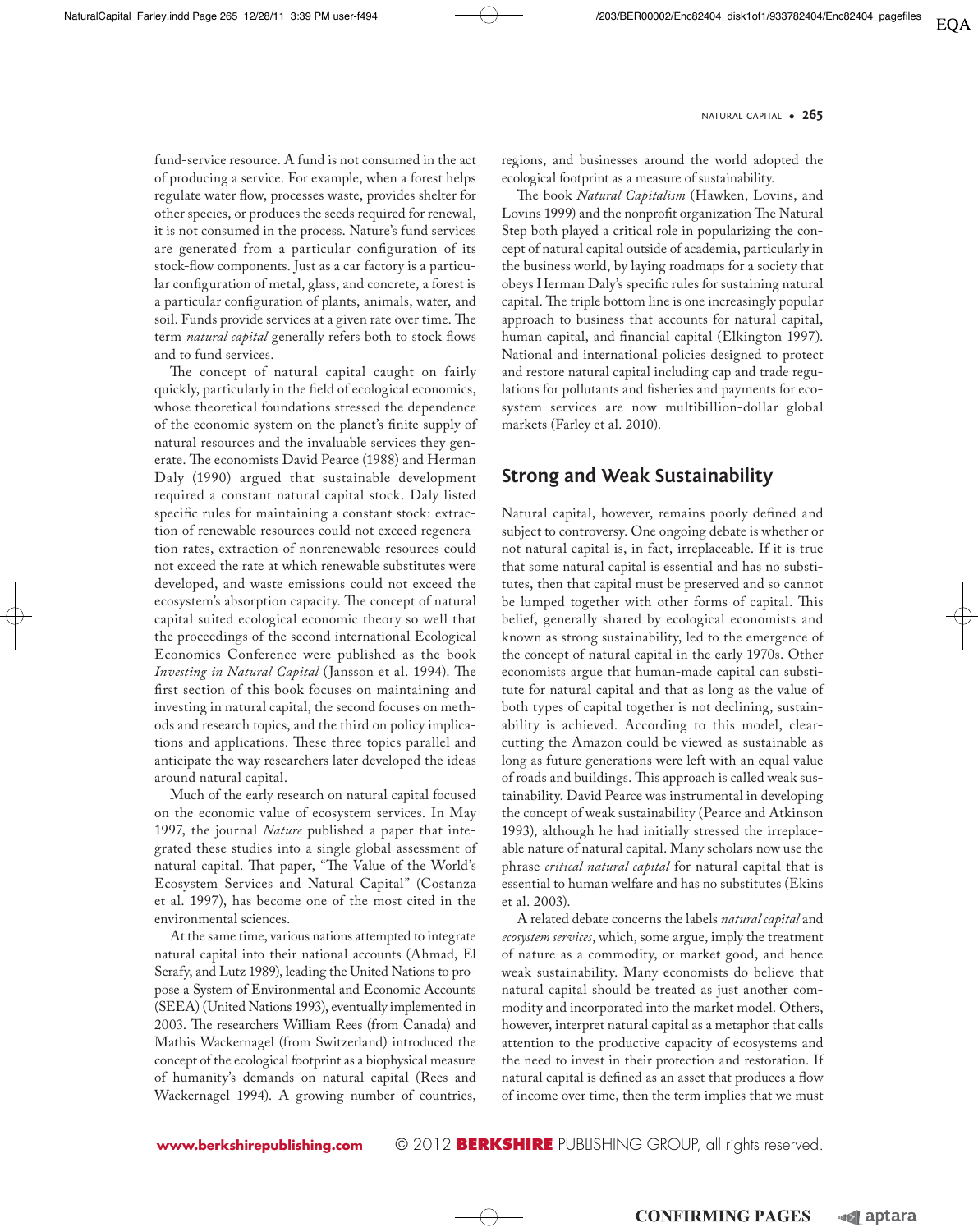fund-service resource. A fund is not consumed in the act of producing a service. For example, when a forest helps regulate water flow, processes waste, provides shelter for other species, or produces the seeds required for renewal, it is not consumed in the process. Nature's fund services are generated from a particular configuration of its stock-flow components. Just as a car factory is a particular configuration of metal, glass, and concrete, a forest is a particular configuration of plants, animals, water, and soil. Funds provide services at a given rate over time. The term *natural capital* generally refers both to stock flows and to fund services.

The concept of natural capital caught on fairly quickly, particularly in the field of ecological economics, whose theoretical foundations stressed the dependence of the economic system on the planet's finite supply of natural resources and the invaluable services they generate. The economists David Pearce (1988) and Herman Daly (1990) argued that sustainable development required a constant natural capital stock. Daly listed specific rules for maintaining a constant stock: extraction of renewable resources could not exceed regeneration rates, extraction of nonrenewable resources could not exceed the rate at which renewable substitutes were developed, and waste emissions could not exceed the ecosystem's absorption capacity. The concept of natural capital suited ecological economic theory so well that the proceedings of the second international Ecological Economics Conference were published as the book *Investing in Natural Capital* (Jansson et al. 1994). The first section of this book focuses on maintaining and investing in natural capital, the second focuses on methods and research topics, and the third on policy implications and applications. These three topics parallel and anticipate the way researchers later developed the ideas around natural capital.

Much of the early research on natural capital focused on the economic value of ecosystem services. In May 1997, the journal *Nature* published a paper that integrated these studies into a single global assessment of natural capital. That paper, "The Value of the World's Ecosystem Services and Natural Capital" (Costanza et al. 1997), has become one of the most cited in the environmental sciences.

At the same time, various nations attempted to integrate natural capital into their national accounts (Ahmad, El Serafy, and Lutz 1989), leading the United Nations to propose a System of Environmental and Economic Accounts (SEEA) (United Nations 1993), eventually implemented in 2003. The researchers William Rees (from Canada) and Mathis Wackernagel (from Switzerland) introduced the concept of the ecological footprint as a biophysical measure of humanity's demands on natural capital (Rees and Wackernagel 1994). A growing number of countries, regions, and businesses around the world adopted the ecological footprint as a measure of sustainability.

The book *Natural Capitalism* (Hawken, Lovins, and Lovins 1999) and the nonprofit organization The Natural Step both played a critical role in popularizing the concept of natural capital outside of academia, particularly in the business world, by laying roadmaps for a society that obeys Herman Daly's specific rules for sustaining natural capital. The triple bottom line is one increasingly popular approach to business that accounts for natural capital, human capital, and financial capital (Elkington 1997). National and international policies designed to protect and restore natural capital including cap and trade regulations for pollutants and fisheries and payments for ecosystem services are now multibillion-dollar global markets (Farley et al. 2010).

## Strong and Weak Sustainability

Natural capital, however, remains poorly defined and subject to controversy. One ongoing debate is whether or not natural capital is, in fact, irreplaceable. If it is true that some natural capital is essential and has no substitutes, then that capital must be preserved and so cannot be lumped together with other forms of capital. This belief, generally shared by ecological economists and known as strong sustainability, led to the emergence of the concept of natural capital in the early 1970s. Other economists argue that human-made capital can substitute for natural capital and that as long as the value of both types of capital together is not declining, sustainability is achieved. According to this model, clear-cutting the Amazon could be viewed as sustainable as long as future generations were left with an equal value of roads and buildings. This approach is called weak sustainability. David Pearce was instrumental in developing the concept of weak sustainability (Pearce and Atkinson 1993), although he had initially stressed the irreplaceable nature of natural capital. Many scholars now use the phrase *critical natural capital* for natural capital that is essential to human welfare and has no substitutes (Ekins et al. 2003).

A related debate concerns the labels *natural capital* and *ecosystem services*, which, some argue, imply the treatment of nature as a commodity, or market good, and hence weak sustainability. Many economists do believe that natural capital should be treated as just another commodity and incorporated into the market model. Others, however, interpret natural capital as a metaphor that calls attention to the productive capacity of ecosystems and the need to invest in their protection and restoration. If natural capital is defined as an asset that produces a flow of income over time, then the term implies that we must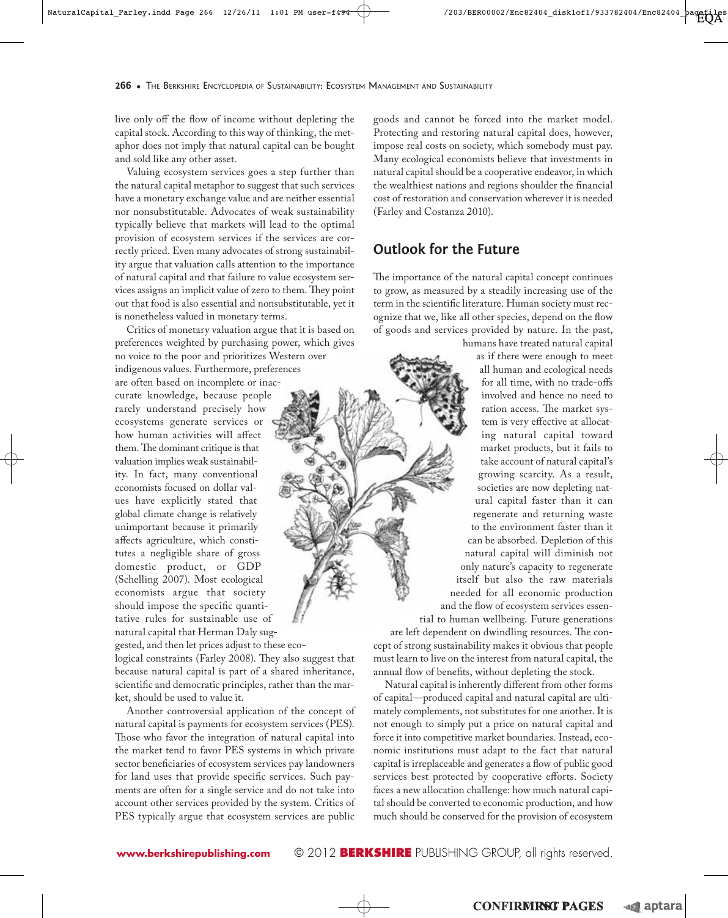live only off the flow of income without depleting the capital stock. According to this way of thinking, the metaphor does not imply that natural capital can be bought and sold like any other asset.

Valuing ecosystem services goes a step further than the natural capital metaphor to suggest that such services have a monetary exchange value and are neither essential nor nonsubstitutable. Advocates of weak sustainability typically believe that markets will lead to the optimal provision of ecosystem services if the services are correctly priced. Even many advocates of strong sustainability argue that valuation calls attention to the importance of natural capital and that failure to value ecosystem services assigns an implicit value of zero to them. They point out that food is also essential and nonsubstitutable, yet it is nonetheless valued in monetary terms.

Critics of monetary valuation argue that it is based on preferences weighted by purchasing power, which gives no voice to the poor and prioritizes Western over indigenous values. Furthermore, preferences are often based on incomplete or inaccurate knowledge, because people rarely understand precisely how ecosystems generate services or how human activities will affect them. The dominant critique is that valuation implies weak sustainability. In fact, many conventional economists focused on dollar values have explicitly stated that global climate change is relatively unimportant because it primarily affects agriculture, which constitutes a negligible share of gross domestic product, or GDP (Schelling 2007). Most ecological economists argue that society should impose the specific quantitative rules for sustainable use of natural capital that Herman Daly suggested, and then let prices adjust to these ecological constraints (Farley 2008). They also suggest that because natural capital is part of a shared inheritance, scientific and democratic principles, rather than the market, should be used to value it.

Another controversial application of the concept of natural capital is payments for ecosystem services (PES). Those who favor the integration of natural capital into the market tend to favor PES systems in which private sector beneficiaries of ecosystem services pay landowners for land uses that provide specific services. Such payments are often for a single service and do not take into account other services provided by the system. Critics of PES typically argue that ecosystem services are public goods and cannot be forced into the market model. Protecting and restoring natural capital does, however, impose real costs on society, which somebody must pay. Many ecological economists believe that investments in natural capital should be a cooperative endeavor, in which the wealthiest nations and regions shoulder the financial cost of restoration and conservation wherever it is needed (Farley and Costanza 2010).

## Outlook for the Future

The importance of the natural capital concept continues to grow, as measured by a steadily increasing use of the term in the scientific literature. Human society must recognize that we, like all other species, depend on the flow of goods and services provided by nature. In the past, humans have treated natural capital as if there were enough to meet all human and ecological needs for all time, with no trade-offs involved and hence no need to ration access. The market system is very effective at allocating natural capital toward market products, but it fails to take account of natural capital's growing scarcity. As a result, societies are now depleting natural capital faster than it can regenerate and returning waste to the environment faster than it can be absorbed. Depletion of this natural capital will diminish not only nature's capacity to regenerate itself but also the raw materials needed for all economic production and the flow of ecosystem services essential to human wellbeing. Future generations are left dependent on dwindling resources. The concept of strong sustainability makes it obvious that people must learn to live on the interest from natural capital, the annual flow of benefits, without depleting the stock.

Natural capital is inherently different from other forms of capital—produced capital and natural capital are ultimately complements, not substitutes for one another. It is not enough to simply put a price on natural capital and force it into competitive market boundaries. Instead, economic institutions must adapt to the fact that natural capital is irreplaceable and generates a flow of public good services best protected by cooperative efforts. Society faces a new allocation challenge: how much natural capital should be converted to economic production, and how much should be conserved for the provision of ecosystem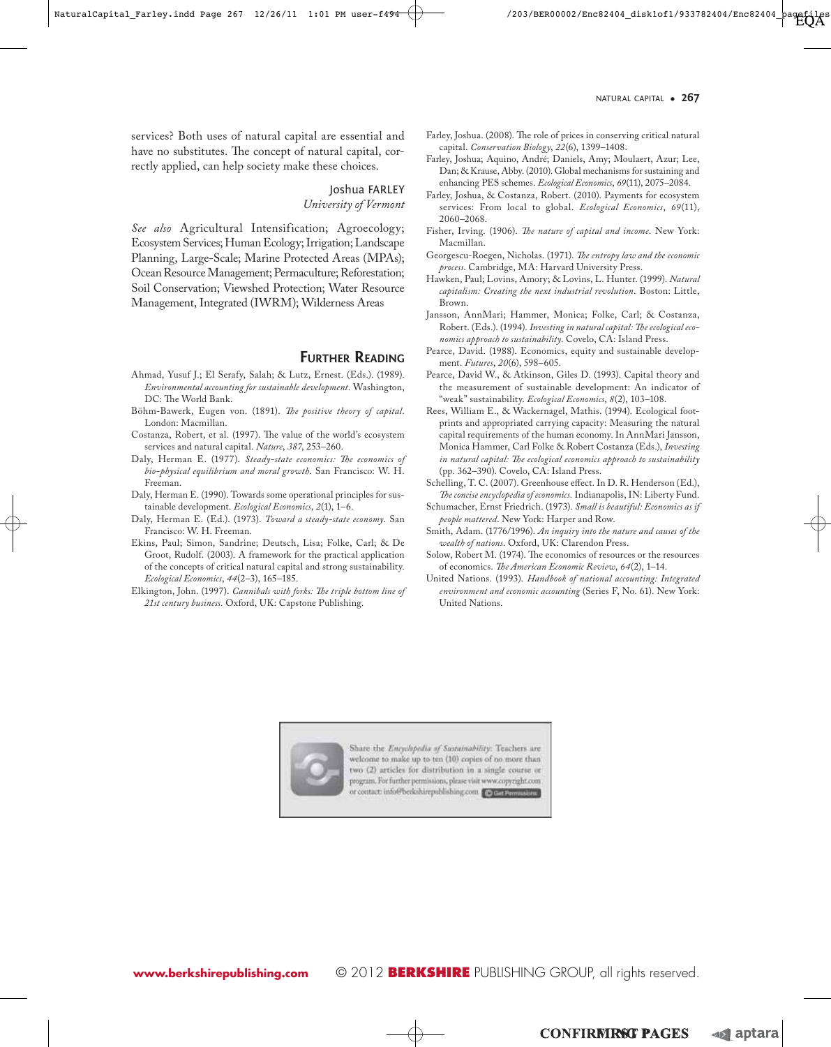services? Both uses of natural capital are essential and have no substitutes. The concept of natural capital, correctly applied, can help society make these choices.

Joshua FARLEY
*University of Vermont*

*See also* Agricultural Intensification; Agroecology; Ecosystem Services; Human Ecology; Irrigation; Landscape Planning, Large-Scale; Marine Protected Areas (MPAs); Ocean Resource Management; Permaculture; Reforestation; Soil Conservation; Viewshed Protection; Water Resource Management, Integrated (IWRM); Wilderness Areas

## Further Reading

Ahmad, Yusuf J.; El Serafy, Salah; & Lutz, Ernest. (Eds.). (1989). *Environmental accounting for sustainable development*. Washington, DC: The World Bank.

Böhm-Bawerk, Eugen von. (1891). *The positive theory of capital*. London: Macmillan.

Costanza, Robert, et al. (1997). The value of the world's ecosystem services and natural capital. *Nature*, *387*, 253–260.

Daly, Herman E. (1977). *Steady-state economics: The economics of bio-physical equilibrium and moral growth*. San Francisco: W. H. Freeman.

Daly, Herman E. (1990). Towards some operational principles for sustainable development. *Ecological Economics*, *2*(1), 1–6.

Daly, Herman E. (Ed.). (1973). *Toward a steady-state economy*. San Francisco: W. H. Freeman.

Ekins, Paul; Simon, Sandrine; Deutsch, Lisa; Folke, Carl; & De Groot, Rudolf. (2003). A framework for the practical application of the concepts of critical natural capital and strong sustainability. *Ecological Economics*, *44*(2–3), 165–185.

Elkington, John. (1997). *Cannibals with forks: The triple bottom line of 21st century business*. Oxford, UK: Capstone Publishing.

Farley, Joshua. (2008). The role of prices in conserving critical natural capital. *Conservation Biology*, *22*(6), 1399–1408.

Farley, Joshua; Aquino, André; Daniels, Amy; Moulaert, Azur; Lee, Dan; & Krause, Abby. (2010). Global mechanisms for sustaining and enhancing PES schemes. *Ecological Economics*, *69*(11), 2075–2084.

Farley, Joshua, & Costanza, Robert. (2010). Payments for ecosystem services: From local to global. *Ecological Economics*, *69*(11), 2060–2068.

Fisher, Irving. (1906). *The nature of capital and income*. New York: Macmillan.

Georgescu-Roegen, Nicholas. (1971). *The entropy law and the economic process*. Cambridge, MA: Harvard University Press.

Hawken, Paul; Lovins, Amory; & Lovins, L. Hunter. (1999). *Natural capitalism: Creating the next industrial revolution*. Boston: Little, Brown.

Jansson, AnnMari; Hammer, Monica; Folke, Carl; & Costanza, Robert. (Eds.). (1994). *Investing in natural capital: The ecological economics approach to sustainability*. Covelo, CA: Island Press.

Pearce, David. (1988). Economics, equity and sustainable development. *Futures*, *20*(6), 598–605.

Pearce, David W., & Atkinson, Giles D. (1993). Capital theory and the measurement of sustainable development: An indicator of "weak" sustainability. *Ecological Economics*, *8*(2), 103–108.

Rees, William E., & Wackernagel, Mathis. (1994). Ecological footprints and appropriated carrying capacity: Measuring the natural capital requirements of the human economy. In AnnMari Jansson, Monica Hammer, Carl Folke & Robert Costanza (Eds.), *Investing in natural capital: The ecological economics approach to sustainability* (pp. 362–390). Covelo, CA: Island Press.

Schelling, T. C. (2007). Greenhouse effect. In D. R. Henderson (Ed.), *The concise encyclopedia of economics*. Indianapolis, IN: Liberty Fund.

Schumacher, Ernst Friedrich. (1973). *Small is beautiful: Economics as if people mattered*. New York: Harper and Row.

Smith, Adam. (1776/1996). *An inquiry into the nature and causes of the wealth of nations*. Oxford, UK: Clarendon Press.

Solow, Robert M. (1974). The economics of resources or the resources of economics. *The American Economic Review*, *64*(2), 1–14.

United Nations. (1993). *Handbook of national accounting: Integrated environment and economic accounting* (Series F, No. 61). New York: United Nations.

Share the *Encyclopedia of Sustainability*: Teachers are welcome to make up to ten (10) copies of no more than two (2) articles for distribution in a single course or program. For further permissions, please visit www.copyright.com or contact: info@berkshirepublishing.com